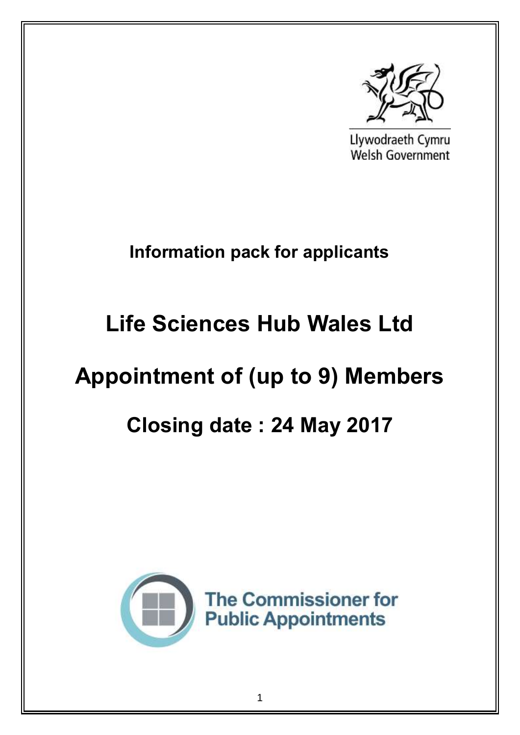Llywodraeth Cymru
Welsh Government

**Information pack for applicants**

# Life Sciences Hub Wales Ltd

# Appointment of (up to 9) Members

# Closing date : 24 May 2017

The Commissioner for Public Appointments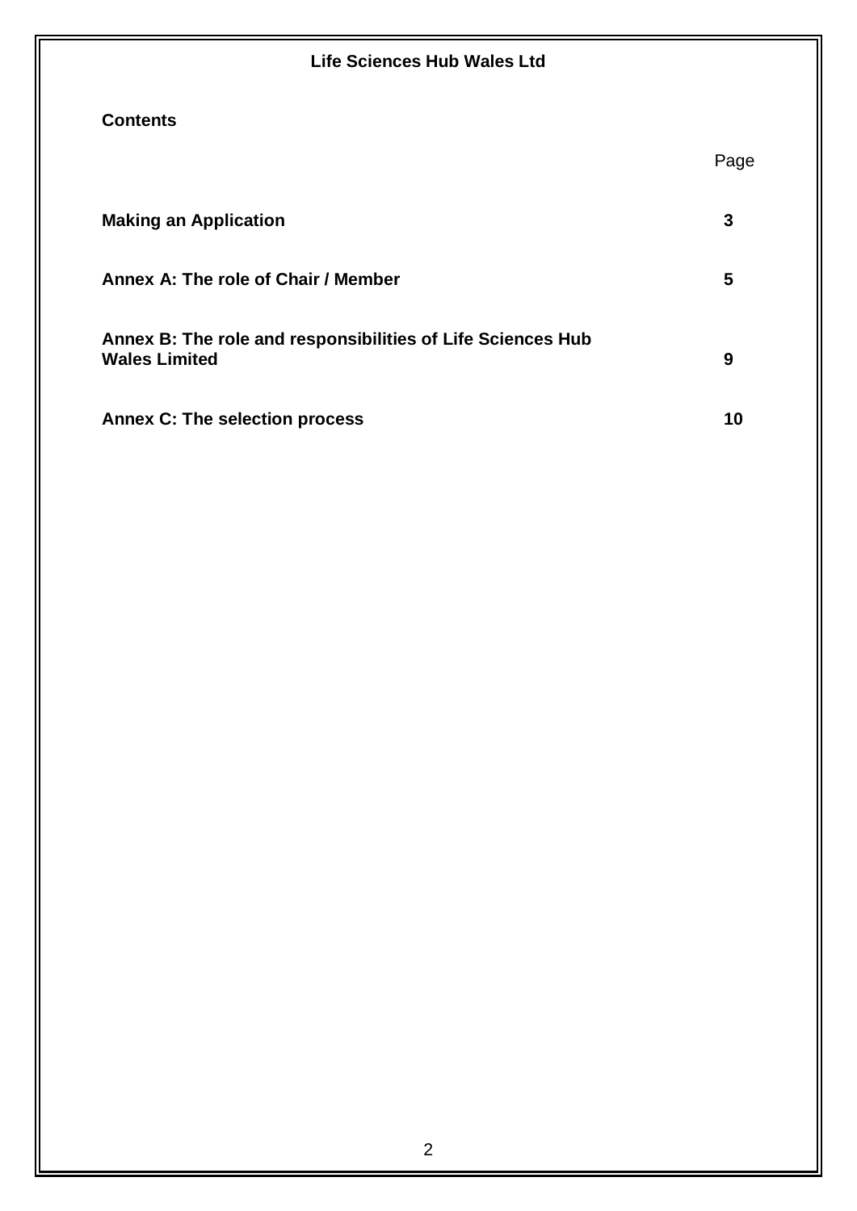**Life Sciences Hub Wales Ltd**

## Contents

| | Page |
|---|---|
| **Making an Application** | **3** |
| **Annex A: The role of Chair / Member** | **5** |
| **Annex B: The role and responsibilities of Life Sciences Hub Wales Limited** | **9** |
| **Annex C: The selection process** | **10** |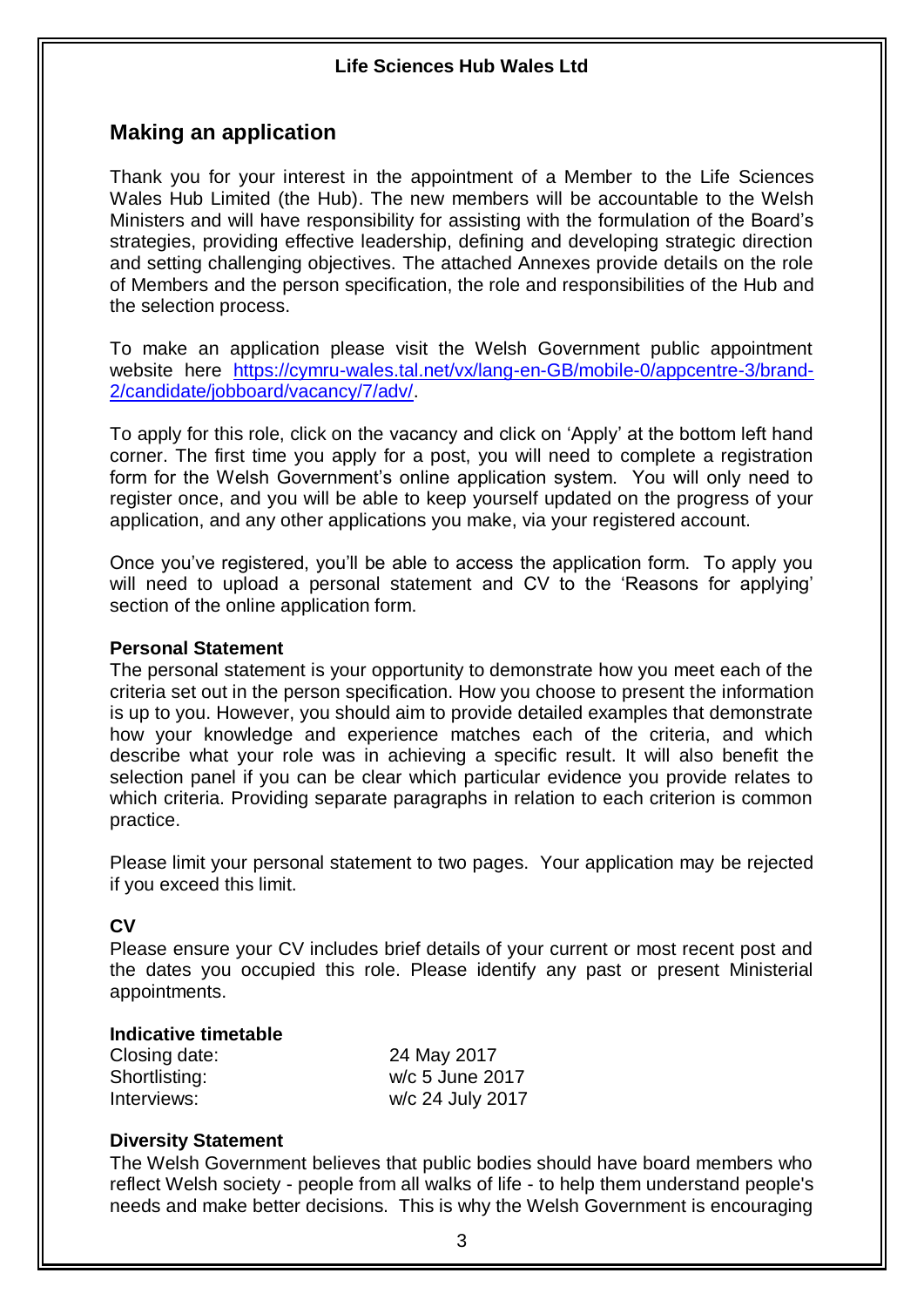## Making an application

Thank you for your interest in the appointment of a Member to the Life Sciences Wales Hub Limited (the Hub). The new members will be accountable to the Welsh Ministers and will have responsibility for assisting with the formulation of the Board's strategies, providing effective leadership, defining and developing strategic direction and setting challenging objectives. The attached Annexes provide details on the role of Members and the person specification, the role and responsibilities of the Hub and the selection process.

To make an application please visit the Welsh Government public appointment website here [https://cymru-wales.tal.net/vx/lang-en-GB/mobile-0/appcentre-3/brand-2/candidate/jobboard/vacancy/7/adv/](https://cymru-wales.tal.net/vx/lang-en-GB/mobile-0/appcentre-3/brand-2/candidate/jobboard/vacancy/7/adv/).

To apply for this role, click on the vacancy and click on 'Apply' at the bottom left hand corner. The first time you apply for a post, you will need to complete a registration form for the Welsh Government's online application system. You will only need to register once, and you will be able to keep yourself updated on the progress of your application, and any other applications you make, via your registered account.

Once you've registered, you'll be able to access the application form. To apply you will need to upload a personal statement and CV to the 'Reasons for applying' section of the online application form.

**Personal Statement**

The personal statement is your opportunity to demonstrate how you meet each of the criteria set out in the person specification. How you choose to present the information is up to you. However, you should aim to provide detailed examples that demonstrate how your knowledge and experience matches each of the criteria, and which describe what your role was in achieving a specific result. It will also benefit the selection panel if you can be clear which particular evidence you provide relates to which criteria. Providing separate paragraphs in relation to each criterion is common practice.

Please limit your personal statement to two pages. Your application may be rejected if you exceed this limit.

**CV**

Please ensure your CV includes brief details of your current or most recent post and the dates you occupied this role. Please identify any past or present Ministerial appointments.

**Indicative timetable**

| | |
|---|---|
| Closing date: | 24 May 2017 |
| Shortlisting: | w/c 5 June 2017 |
| Interviews: | w/c 24 July 2017 |

**Diversity Statement**

The Welsh Government believes that public bodies should have board members who reflect Welsh society - people from all walks of life - to help them understand people's needs and make better decisions. This is why the Welsh Government is encouraging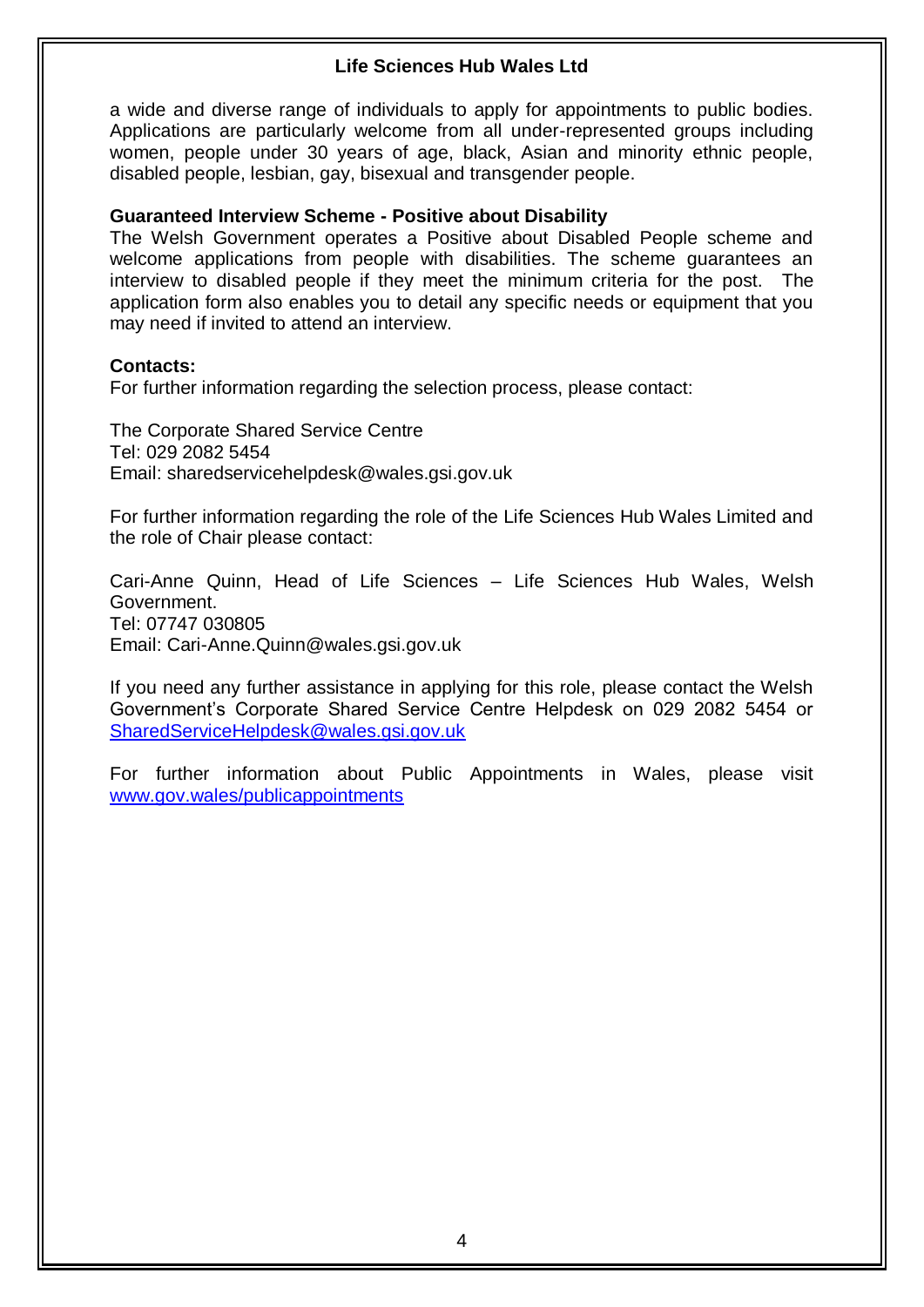a wide and diverse range of individuals to apply for appointments to public bodies. Applications are particularly welcome from all under-represented groups including women, people under 30 years of age, black, Asian and minority ethnic people, disabled people, lesbian, gay, bisexual and transgender people.

**Guaranteed Interview Scheme - Positive about Disability**

The Welsh Government operates a Positive about Disabled People scheme and welcome applications from people with disabilities. The scheme guarantees an interview to disabled people if they meet the minimum criteria for the post. The application form also enables you to detail any specific needs or equipment that you may need if invited to attend an interview.

**Contacts:**

For further information regarding the selection process, please contact:

The Corporate Shared Service Centre
Tel: 029 2082 5454
Email: sharedservicehelpdesk@wales.gsi.gov.uk

For further information regarding the role of the Life Sciences Hub Wales Limited and the role of Chair please contact:

Cari-Anne Quinn, Head of Life Sciences – Life Sciences Hub Wales, Welsh Government.
Tel: 07747 030805
Email: Cari-Anne.Quinn@wales.gsi.gov.uk

If you need any further assistance in applying for this role, please contact the Welsh Government's Corporate Shared Service Centre Helpdesk on 029 2082 5454 or SharedServiceHelpdesk@wales.gsi.gov.uk

For further information about Public Appointments in Wales, please visit www.gov.wales/publicappointments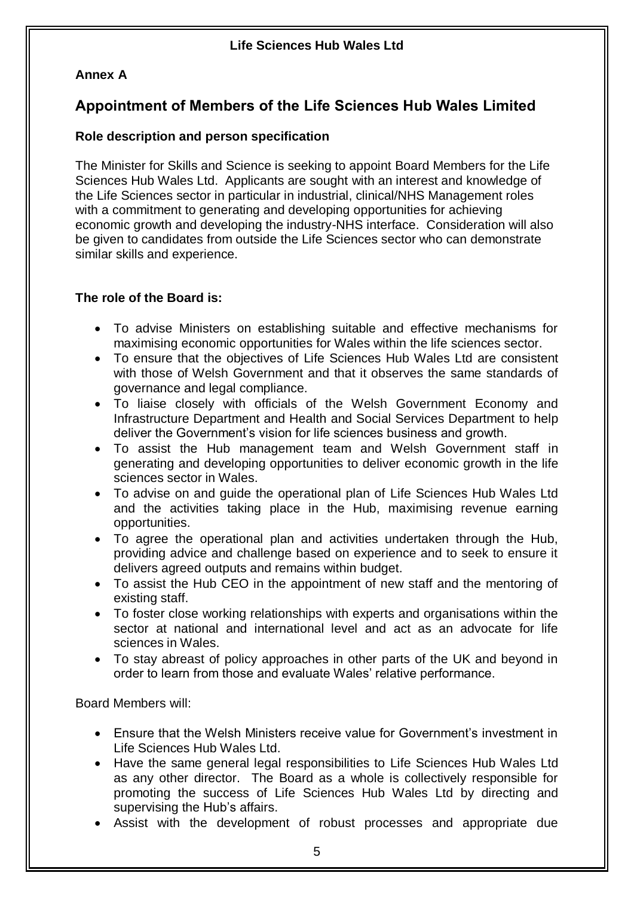**Annex A**

## Appointment of Members of the Life Sciences Hub Wales Limited

### Role description and person specification

The Minister for Skills and Science is seeking to appoint Board Members for the Life Sciences Hub Wales Ltd. Applicants are sought with an interest and knowledge of the Life Sciences sector in particular in industrial, clinical/NHS Management roles with a commitment to generating and developing opportunities for achieving economic growth and developing the industry-NHS interface. Consideration will also be given to candidates from outside the Life Sciences sector who can demonstrate similar skills and experience.

### The role of the Board is:

- To advise Ministers on establishing suitable and effective mechanisms for maximising economic opportunities for Wales within the life sciences sector.
- To ensure that the objectives of Life Sciences Hub Wales Ltd are consistent with those of Welsh Government and that it observes the same standards of governance and legal compliance.
- To liaise closely with officials of the Welsh Government Economy and Infrastructure Department and Health and Social Services Department to help deliver the Government's vision for life sciences business and growth.
- To assist the Hub management team and Welsh Government staff in generating and developing opportunities to deliver economic growth in the life sciences sector in Wales.
- To advise on and guide the operational plan of Life Sciences Hub Wales Ltd and the activities taking place in the Hub, maximising revenue earning opportunities.
- To agree the operational plan and activities undertaken through the Hub, providing advice and challenge based on experience and to seek to ensure it delivers agreed outputs and remains within budget.
- To assist the Hub CEO in the appointment of new staff and the mentoring of existing staff.
- To foster close working relationships with experts and organisations within the sector at national and international level and act as an advocate for life sciences in Wales.
- To stay abreast of policy approaches in other parts of the UK and beyond in order to learn from those and evaluate Wales' relative performance.

Board Members will:

- Ensure that the Welsh Ministers receive value for Government's investment in Life Sciences Hub Wales Ltd.
- Have the same general legal responsibilities to Life Sciences Hub Wales Ltd as any other director. The Board as a whole is collectively responsible for promoting the success of Life Sciences Hub Wales Ltd by directing and supervising the Hub's affairs.
- Assist with the development of robust processes and appropriate due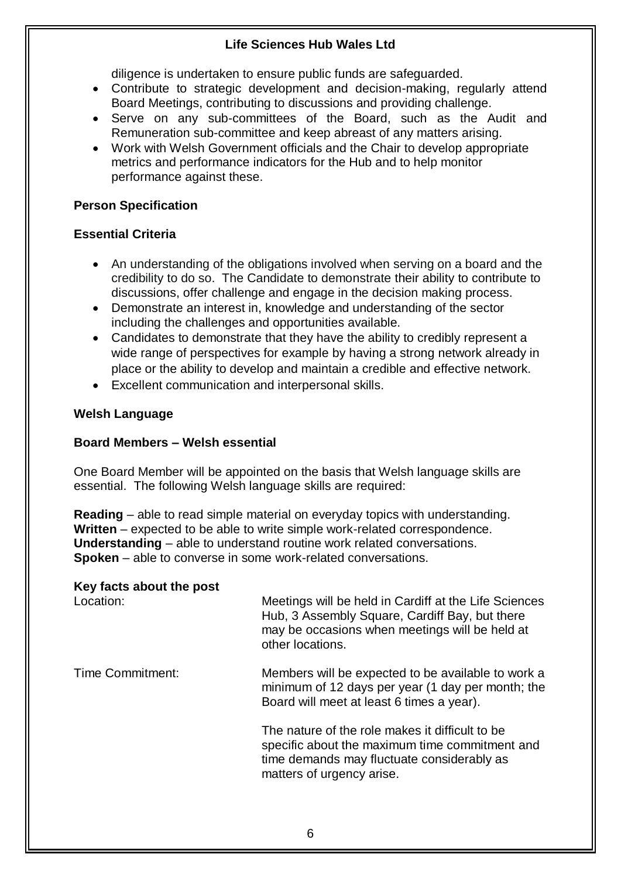diligence is undertaken to ensure public funds are safeguarded.

- Contribute to strategic development and decision-making, regularly attend Board Meetings, contributing to discussions and providing challenge.
- Serve on any sub-committees of the Board, such as the Audit and Remuneration sub-committee and keep abreast of any matters arising.
- Work with Welsh Government officials and the Chair to develop appropriate metrics and performance indicators for the Hub and to help monitor performance against these.

**Person Specification**

**Essential Criteria**

- An understanding of the obligations involved when serving on a board and the credibility to do so. The Candidate to demonstrate their ability to contribute to discussions, offer challenge and engage in the decision making process.
- Demonstrate an interest in, knowledge and understanding of the sector including the challenges and opportunities available.
- Candidates to demonstrate that they have the ability to credibly represent a wide range of perspectives for example by having a strong network already in place or the ability to develop and maintain a credible and effective network.
- Excellent communication and interpersonal skills.

**Welsh Language**

**Board Members – Welsh essential**

One Board Member will be appointed on the basis that Welsh language skills are essential. The following Welsh language skills are required:

**Reading** – able to read simple material on everyday topics with understanding.
**Written** – expected to be able to write simple work-related correspondence.
**Understanding** – able to understand routine work related conversations.
**Spoken** – able to converse in some work-related conversations.

**Key facts about the post**

| | |
|---|---|
| Location: | Meetings will be held in Cardiff at the Life Sciences Hub, 3 Assembly Square, Cardiff Bay, but there may be occasions when meetings will be held at other locations. |
| Time Commitment: | Members will be expected to be available to work a minimum of 12 days per year (1 day per month; the Board will meet at least 6 times a year).<br><br>The nature of the role makes it difficult to be specific about the maximum time commitment and time demands may fluctuate considerably as matters of urgency arise. |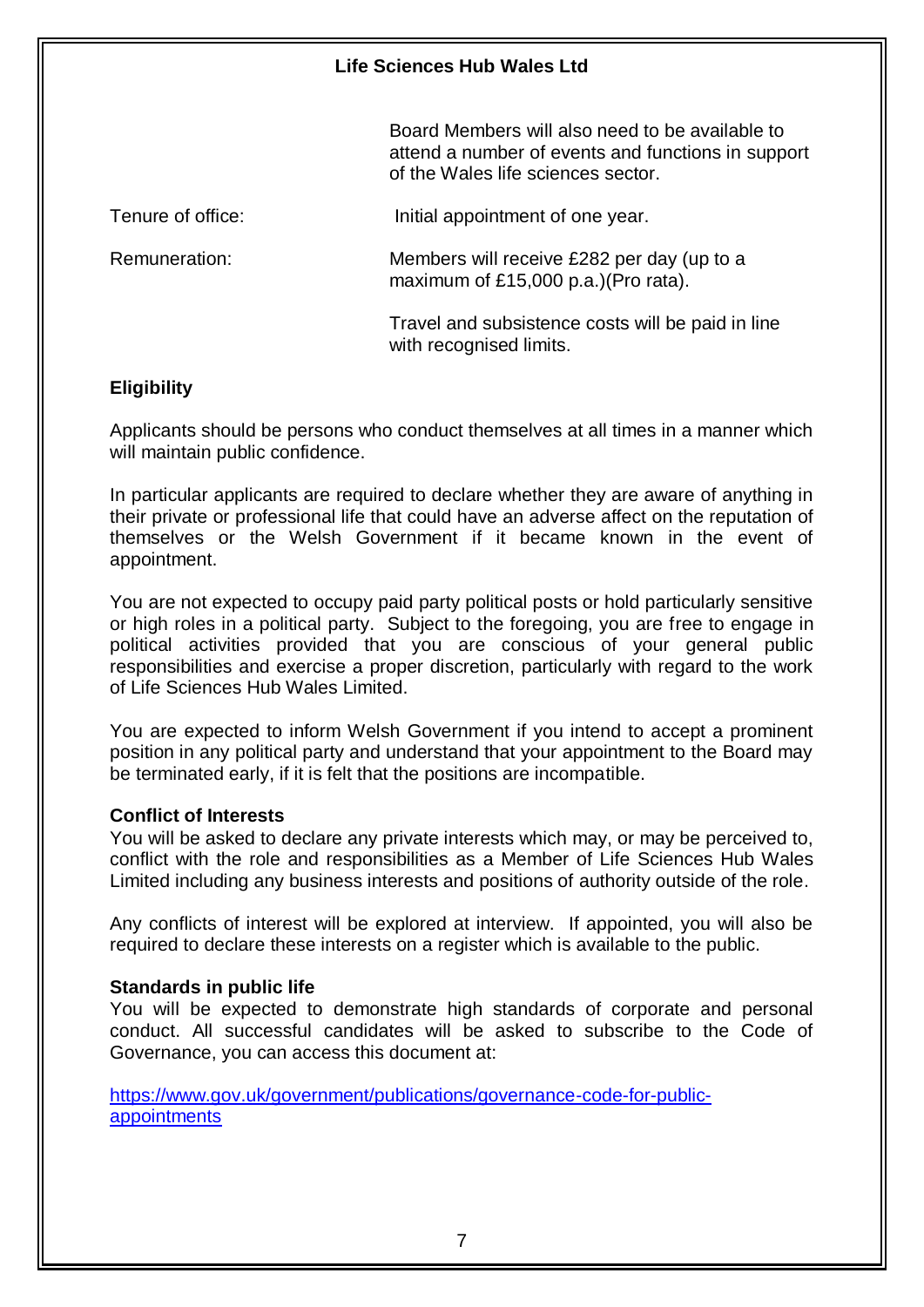| | |
|---|---|
| | Board Members will also need to be available to attend a number of events and functions in support of the Wales life sciences sector. |
| Tenure of office: | Initial appointment of one year. |
| Remuneration: | Members will receive £282 per day (up to a maximum of £15,000 p.a.)(Pro rata). |
| | Travel and subsistence costs will be paid in line with recognised limits. |

**Eligibility**

Applicants should be persons who conduct themselves at all times in a manner which will maintain public confidence.

In particular applicants are required to declare whether they are aware of anything in their private or professional life that could have an adverse affect on the reputation of themselves or the Welsh Government if it became known in the event of appointment.

You are not expected to occupy paid party political posts or hold particularly sensitive or high roles in a political party. Subject to the foregoing, you are free to engage in political activities provided that you are conscious of your general public responsibilities and exercise a proper discretion, particularly with regard to the work of Life Sciences Hub Wales Limited.

You are expected to inform Welsh Government if you intend to accept a prominent position in any political party and understand that your appointment to the Board may be terminated early, if it is felt that the positions are incompatible.

**Conflict of Interests**

You will be asked to declare any private interests which may, or may be perceived to, conflict with the role and responsibilities as a Member of Life Sciences Hub Wales Limited including any business interests and positions of authority outside of the role.

Any conflicts of interest will be explored at interview. If appointed, you will also be required to declare these interests on a register which is available to the public.

**Standards in public life**

You will be expected to demonstrate high standards of corporate and personal conduct. All successful candidates will be asked to subscribe to the Code of Governance, you can access this document at:

[https://www.gov.uk/government/publications/governance-code-for-public-appointments](https://www.gov.uk/government/publications/governance-code-for-public-appointments)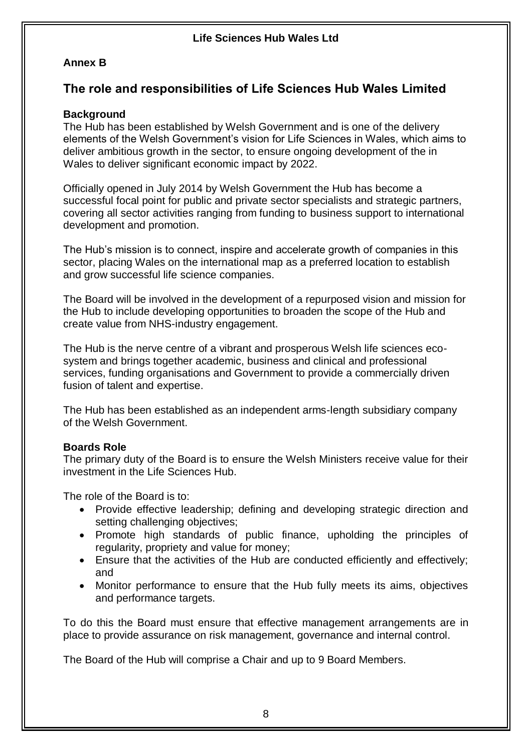**Annex B**

## The role and responsibilities of Life Sciences Hub Wales Limited

**Background**

The Hub has been established by Welsh Government and is one of the delivery elements of the Welsh Government's vision for Life Sciences in Wales, which aims to deliver ambitious growth in the sector, to ensure ongoing development of the in Wales to deliver significant economic impact by 2022.

Officially opened in July 2014 by Welsh Government the Hub has become a successful focal point for public and private sector specialists and strategic partners, covering all sector activities ranging from funding to business support to international development and promotion.

The Hub's mission is to connect, inspire and accelerate growth of companies in this sector, placing Wales on the international map as a preferred location to establish and grow successful life science companies.

The Board will be involved in the development of a repurposed vision and mission for the Hub to include developing opportunities to broaden the scope of the Hub and create value from NHS-industry engagement.

The Hub is the nerve centre of a vibrant and prosperous Welsh life sciences eco-system and brings together academic, business and clinical and professional services, funding organisations and Government to provide a commercially driven fusion of talent and expertise.

The Hub has been established as an independent arms-length subsidiary company of the Welsh Government.

**Boards Role**

The primary duty of the Board is to ensure the Welsh Ministers receive value for their investment in the Life Sciences Hub.

The role of the Board is to:

- Provide effective leadership; defining and developing strategic direction and setting challenging objectives;
- Promote high standards of public finance, upholding the principles of regularity, propriety and value for money;
- Ensure that the activities of the Hub are conducted efficiently and effectively; and
- Monitor performance to ensure that the Hub fully meets its aims, objectives and performance targets.

To do this the Board must ensure that effective management arrangements are in place to provide assurance on risk management, governance and internal control.

The Board of the Hub will comprise a Chair and up to 9 Board Members.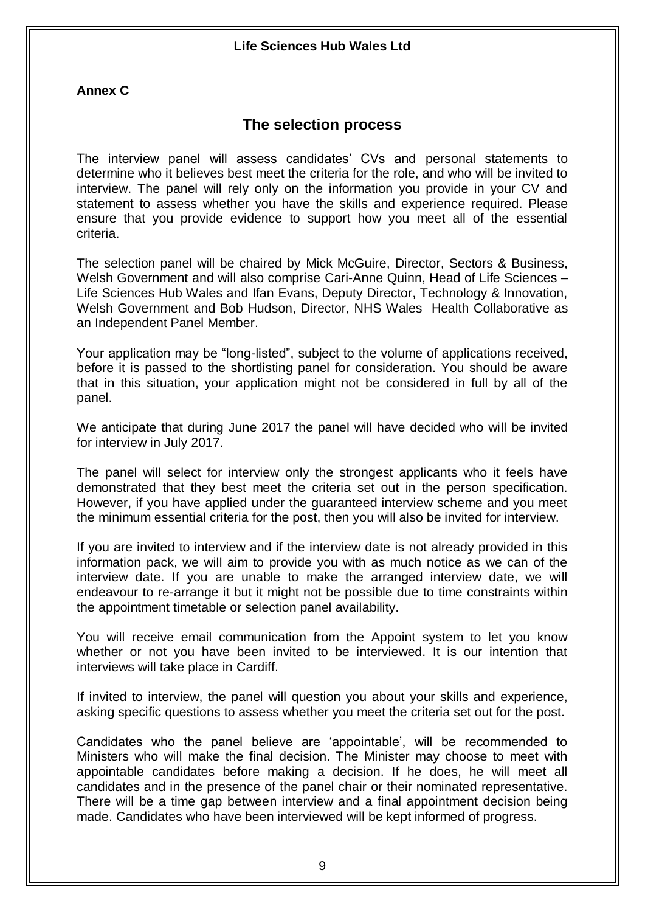**Annex C**

## The selection process

The interview panel will assess candidates' CVs and personal statements to determine who it believes best meet the criteria for the role, and who will be invited to interview. The panel will rely only on the information you provide in your CV and statement to assess whether you have the skills and experience required. Please ensure that you provide evidence to support how you meet all of the essential criteria.

The selection panel will be chaired by Mick McGuire, Director, Sectors & Business, Welsh Government and will also comprise Cari-Anne Quinn, Head of Life Sciences – Life Sciences Hub Wales and Ifan Evans, Deputy Director, Technology & Innovation, Welsh Government and Bob Hudson, Director, NHS Wales Health Collaborative as an Independent Panel Member.

Your application may be "long-listed", subject to the volume of applications received, before it is passed to the shortlisting panel for consideration. You should be aware that in this situation, your application might not be considered in full by all of the panel.

We anticipate that during June 2017 the panel will have decided who will be invited for interview in July 2017.

The panel will select for interview only the strongest applicants who it feels have demonstrated that they best meet the criteria set out in the person specification. However, if you have applied under the guaranteed interview scheme and you meet the minimum essential criteria for the post, then you will also be invited for interview.

If you are invited to interview and if the interview date is not already provided in this information pack, we will aim to provide you with as much notice as we can of the interview date. If you are unable to make the arranged interview date, we will endeavour to re-arrange it but it might not be possible due to time constraints within the appointment timetable or selection panel availability.

You will receive email communication from the Appoint system to let you know whether or not you have been invited to be interviewed. It is our intention that interviews will take place in Cardiff.

If invited to interview, the panel will question you about your skills and experience, asking specific questions to assess whether you meet the criteria set out for the post.

Candidates who the panel believe are 'appointable', will be recommended to Ministers who will make the final decision. The Minister may choose to meet with appointable candidates before making a decision. If he does, he will meet all candidates and in the presence of the panel chair or their nominated representative. There will be a time gap between interview and a final appointment decision being made. Candidates who have been interviewed will be kept informed of progress.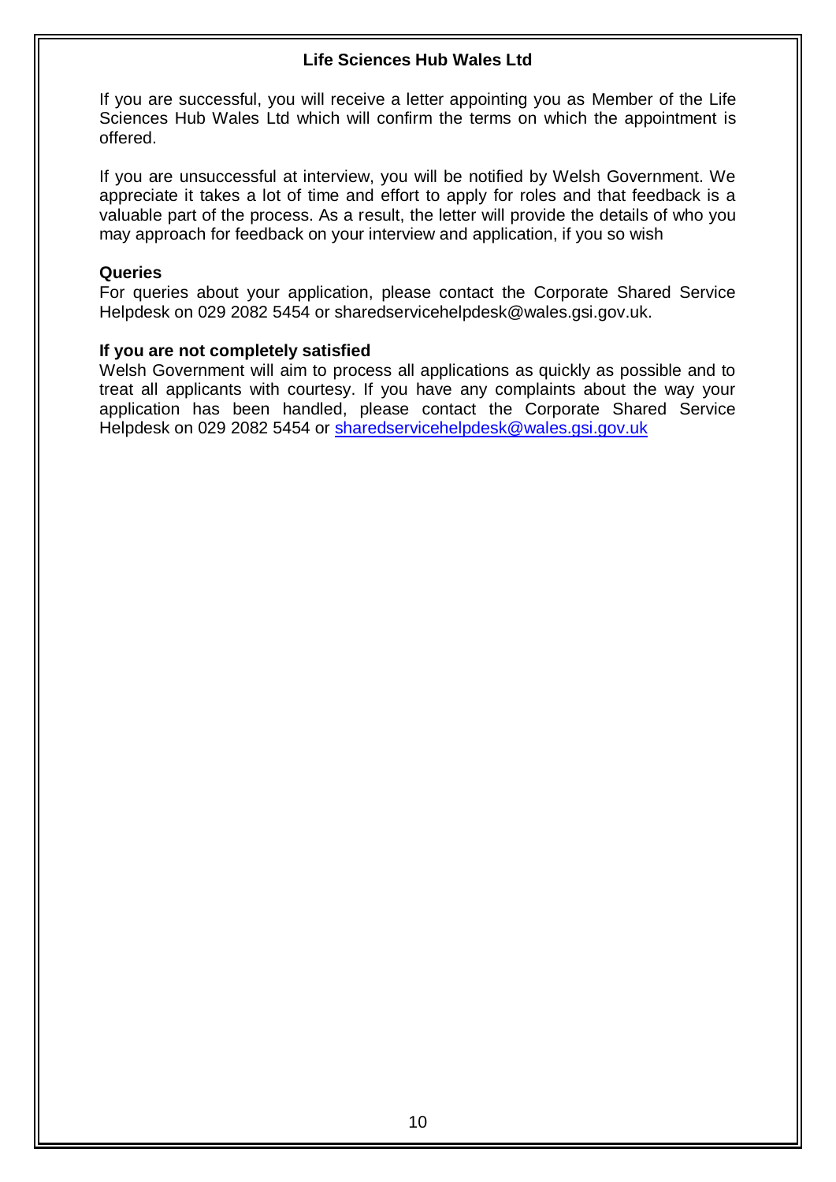**Life Sciences Hub Wales Ltd**

If you are successful, you will receive a letter appointing you as Member of the Life Sciences Hub Wales Ltd which will confirm the terms on which the appointment is offered.

If you are unsuccessful at interview, you will be notified by Welsh Government. We appreciate it takes a lot of time and effort to apply for roles and that feedback is a valuable part of the process. As a result, the letter will provide the details of who you may approach for feedback on your interview and application, if you so wish

**Queries**

For queries about your application, please contact the Corporate Shared Service Helpdesk on 029 2082 5454 or sharedservicehelpdesk@wales.gsi.gov.uk.

**If you are not completely satisfied**

Welsh Government will aim to process all applications as quickly as possible and to treat all applicants with courtesy. If you have any complaints about the way your application has been handled, please contact the Corporate Shared Service Helpdesk on 029 2082 5454 or sharedservicehelpdesk@wales.gsi.gov.uk